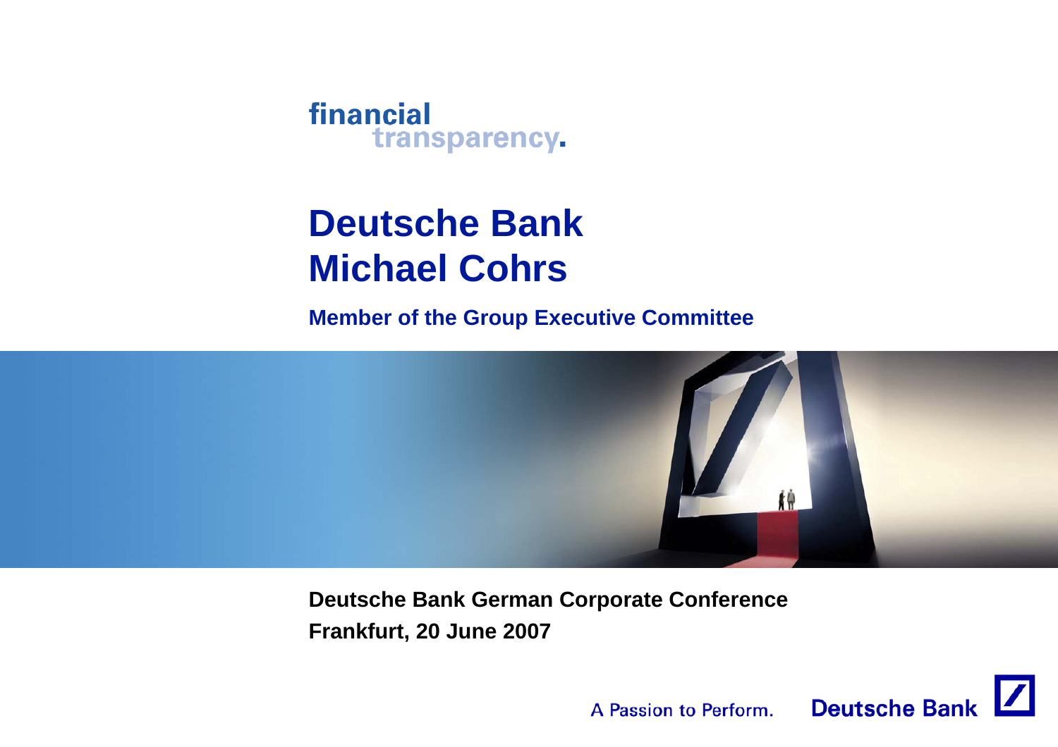financial
transparency.

# Deutsche Bank
# Michael Cohrs

**Member of the Group Executive Committee**

**Deutsche Bank German Corporate Conference**
**Frankfurt, 20 June 2007**

A Passion to Perform. Deutsche Bank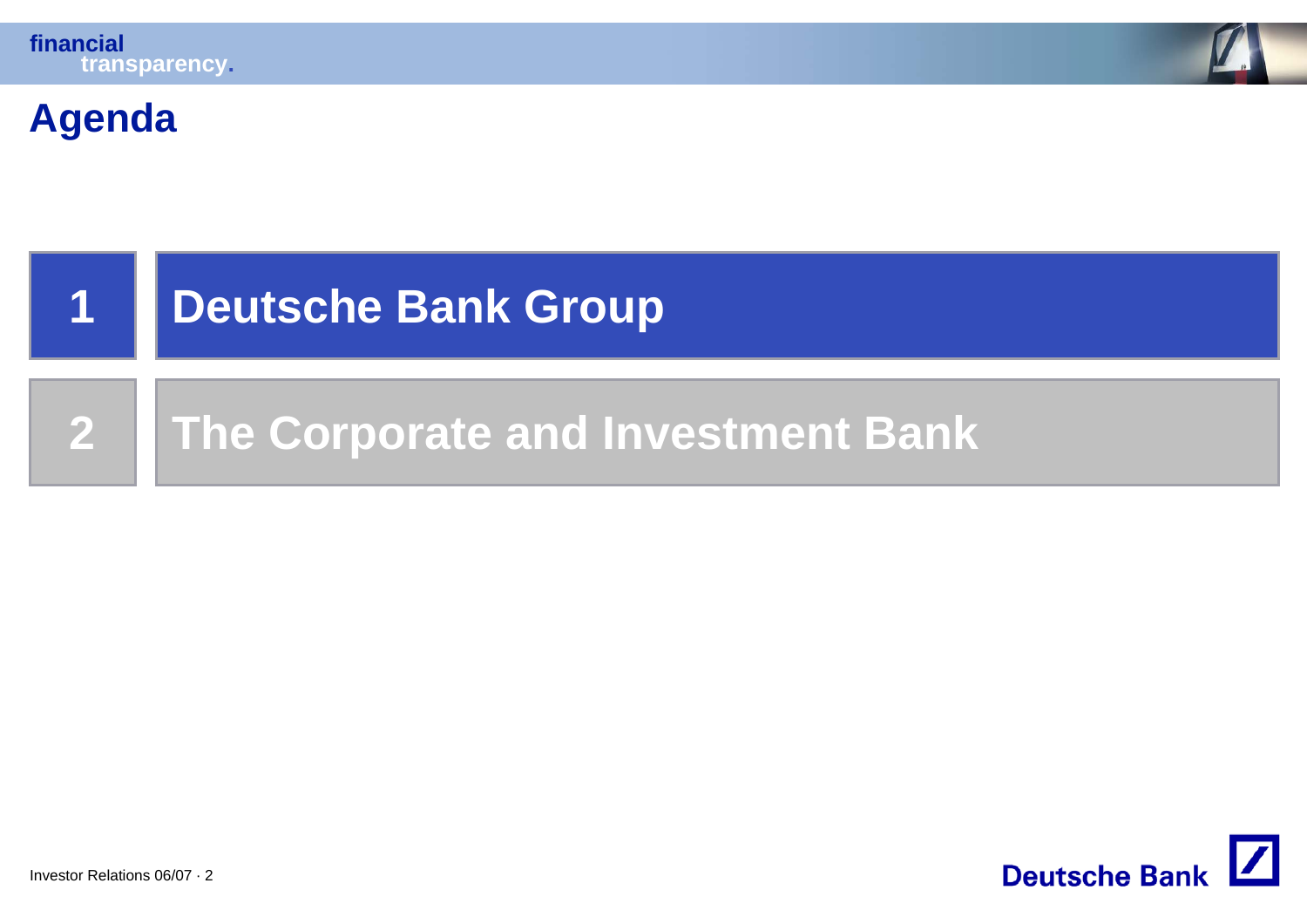# Agenda

1. Deutsche Bank Group
2. The Corporate and Investment Bank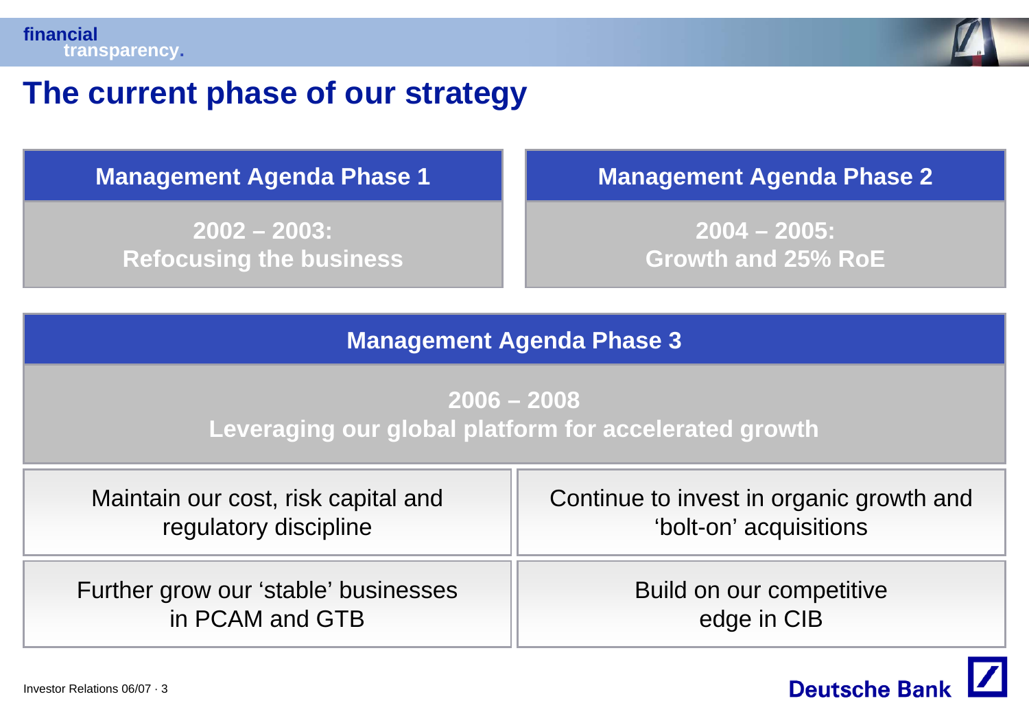# The current phase of our strategy

## Management Agenda Phase 1

**2002 – 2003:**
**Refocusing the business**

## Management Agenda Phase 2

**2004 – 2005:**
**Growth and 25% RoE**

## Management Agenda Phase 3

**2006 – 2008**
**Leveraging our global platform for accelerated growth**

| | |
|---|---|
| Maintain our cost, risk capital and regulatory discipline | Continue to invest in organic growth and 'bolt-on' acquisitions |
| Further grow our 'stable' businesses in PCAM and GTB | Build on our competitive edge in CIB |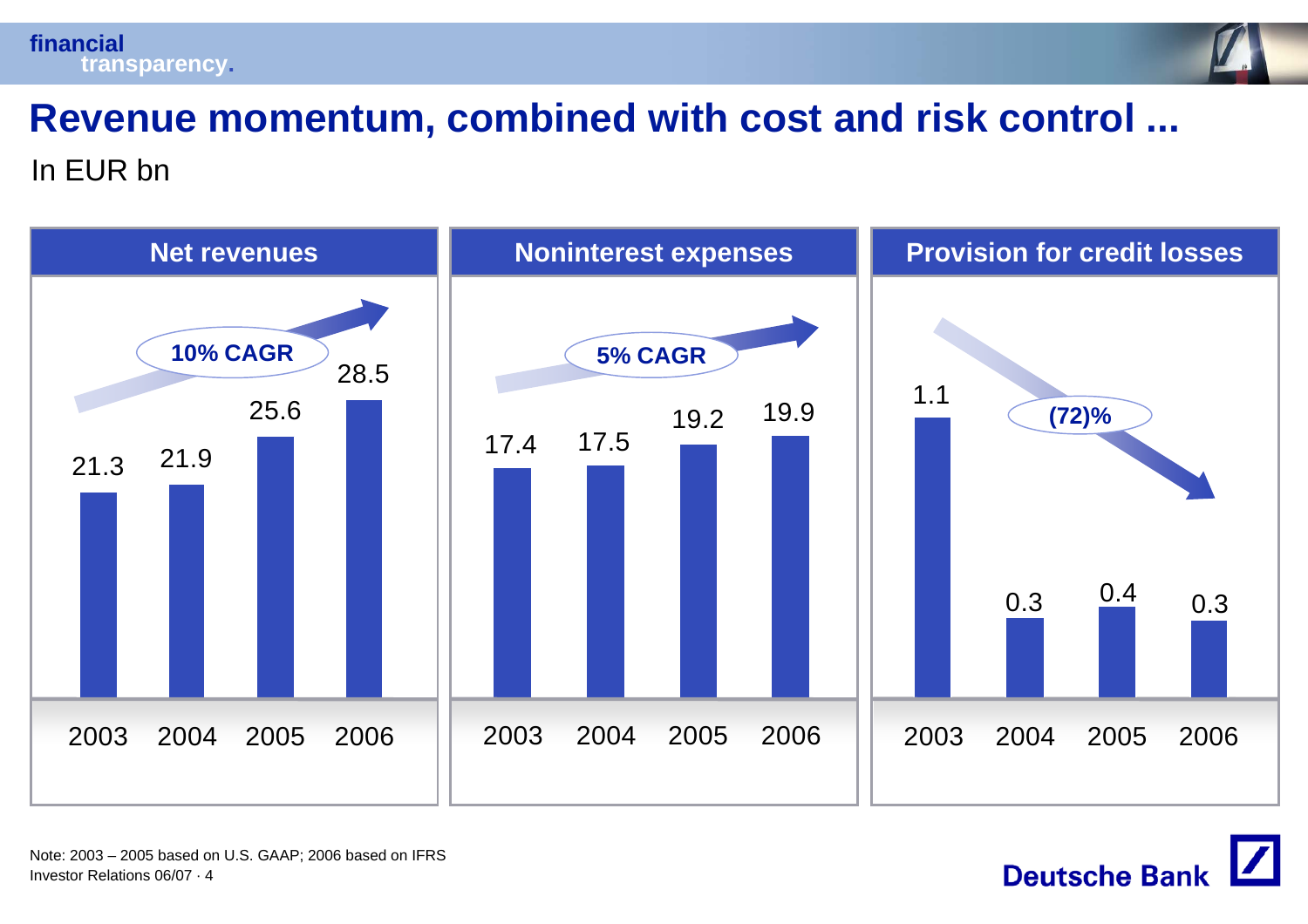# Revenue momentum, combined with cost and risk control ...

In EUR bn

### Net revenues

10% CAGR

| 2003 | 2004 | 2005 | 2006 |
|---|---|---|---|
| 21.3 | 21.9 | 25.6 | 28.5 |

### Noninterest expenses

5% CAGR

| 2003 | 2004 | 2005 | 2006 |
|---|---|---|---|
| 17.4 | 17.5 | 19.2 | 19.9 |

### Provision for credit losses

(72)%

| 2003 | 2004 | 2005 | 2006 |
|---|---|---|---|
| 1.1 | 0.3 | 0.4 | 0.3 |

Note: 2003 – 2005 based on U.S. GAAP; 2006 based on IFRS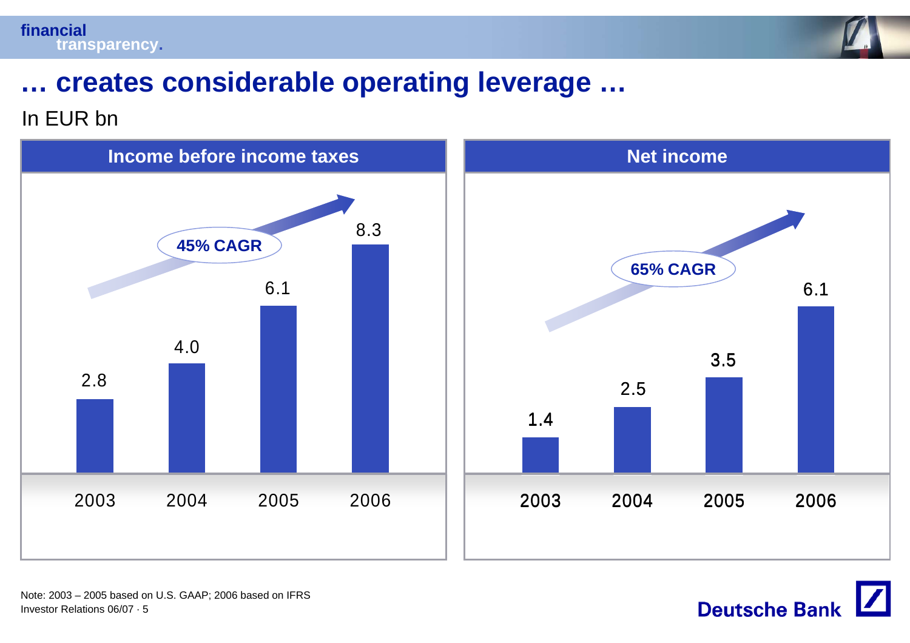# … creates considerable operating leverage …

In EUR bn

**Income before income taxes**

45% CAGR

| 2003 | 2004 | 2005 | 2006 |
|---|---|---|---|
| 2.8 | 4.0 | 6.1 | 8.3 |

**Net income**

65% CAGR

| 2003 | 2004 | 2005 | 2006 |
|---|---|---|---|
| 1.4 | 2.5 | 3.5 | 6.1 |

Note: 2003 – 2005 based on U.S. GAAP; 2006 based on IFRS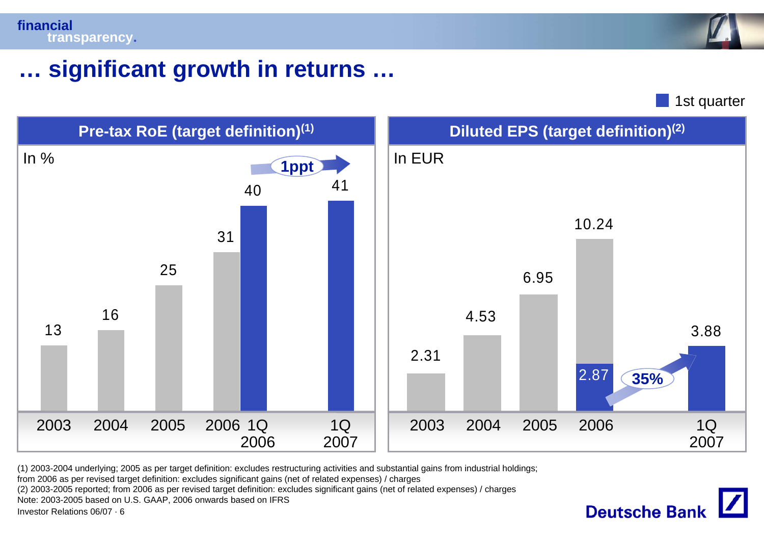# … significant growth in returns …

1st quarter

## Pre-tax RoE (target definition)[1]

In %

| 2003 | 2004 | 2005 | 2006 | 1Q 2006 | 1Q 2007 |
|---|---|---|---|---|---|
| 13 | 16 | 25 | 31 | 40 | 41 |

1ppt

## Diluted EPS (target definition)[2]

In EUR

| 2003 | 2004 | 2005 | 2006 | 1Q 2006 | 1Q 2007 |
|---|---|---|---|---|---|
| 2.31 | 4.53 | 6.95 | 10.24 | 2.87 | 3.88 |

35%

(1) 2003-2004 underlying; 2005 as per target definition: excludes restructuring activities and substantial gains from industrial holdings; from 2006 as per revised target definition: excludes significant gains (net of related expenses) / charges
(2) 2003-2005 reported; from 2006 as per revised target definition: excludes significant gains (net of related expenses) / charges
Note: 2003-2005 based on U.S. GAAP, 2006 onwards based on IFRS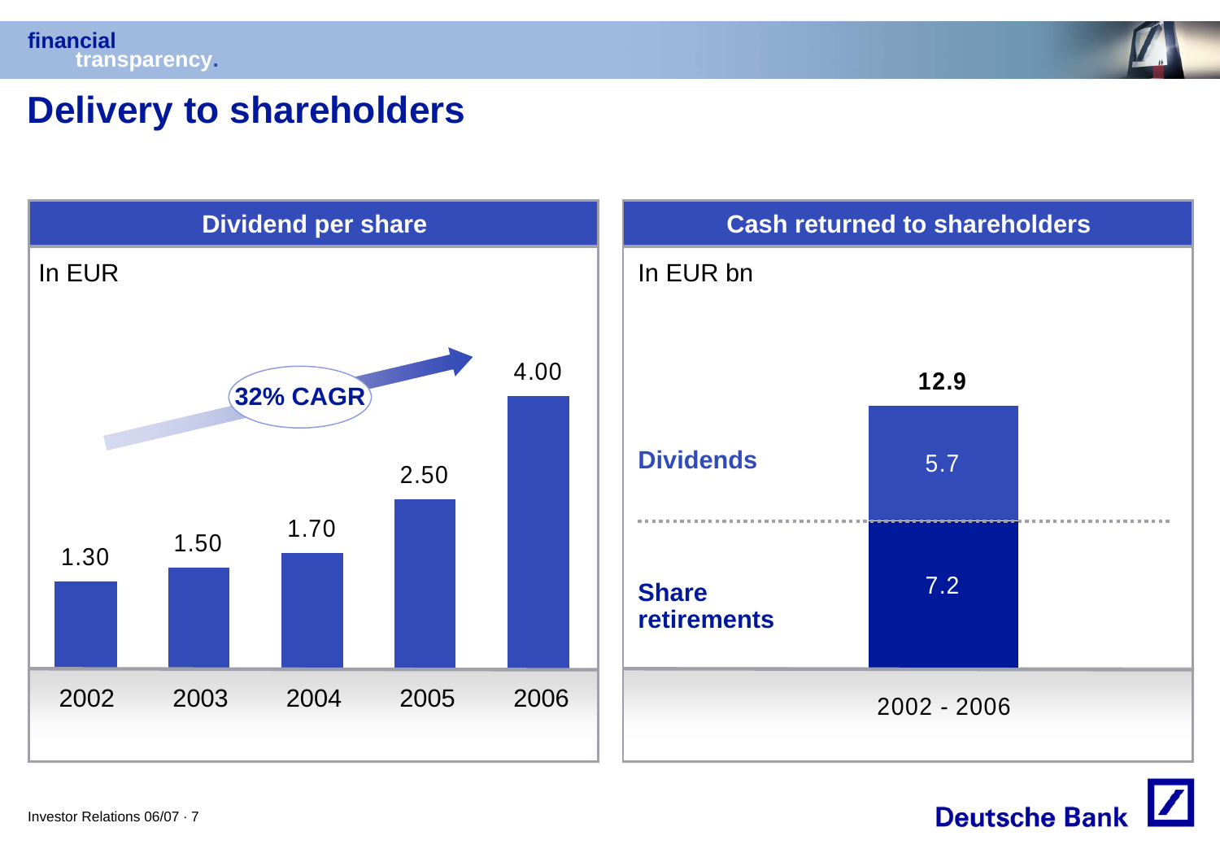# Delivery to shareholders

## Dividend per share

In EUR

32% CAGR

| Year | Dividend per share |
|---|---|
| 2002 | 1.30 |
| 2003 | 1.50 |
| 2004 | 1.70 |
| 2005 | 2.50 |
| 2006 | 4.00 |

## Cash returned to shareholders

In EUR bn

| | 2002 - 2006 |
|---|---|
| Dividends | 5.7 |
| Share retirements | 7.2 |
| Total | 12.9 |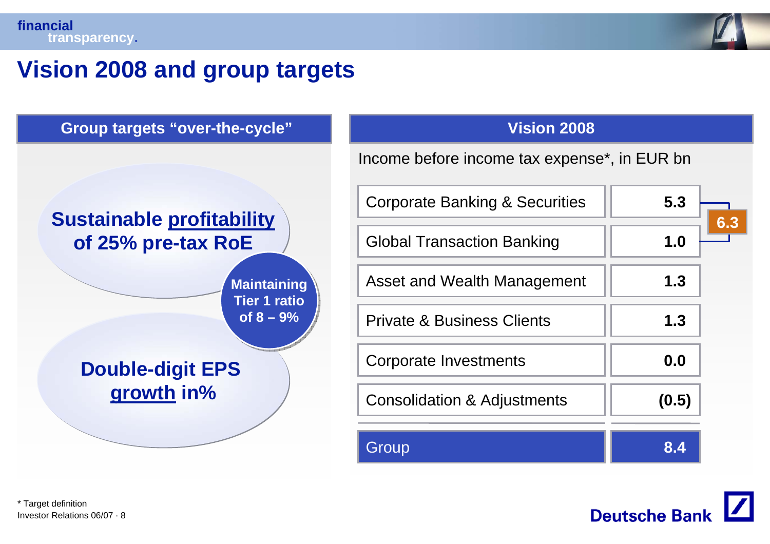# Vision 2008 and group targets

## Group targets "over-the-cycle"

**Sustainable profitability of 25% pre-tax RoE**

**Maintaining Tier 1 ratio of 8 – 9%**

**Double-digit EPS growth in%**

## Vision 2008

Income before income tax expense*, in EUR bn

| Division | Income before income tax expense* | |
|---|---|---|
| Corporate Banking & Securities | 5.3 | 6.3 |
| Global Transaction Banking | 1.0 | |
| Asset and Wealth Management | 1.3 | |
| Private & Business Clients | 1.3 | |
| Corporate Investments | 0.0 | |
| Consolidation & Adjustments | (0.5) | |
| **Group** | **8.4** | |

\* Target definition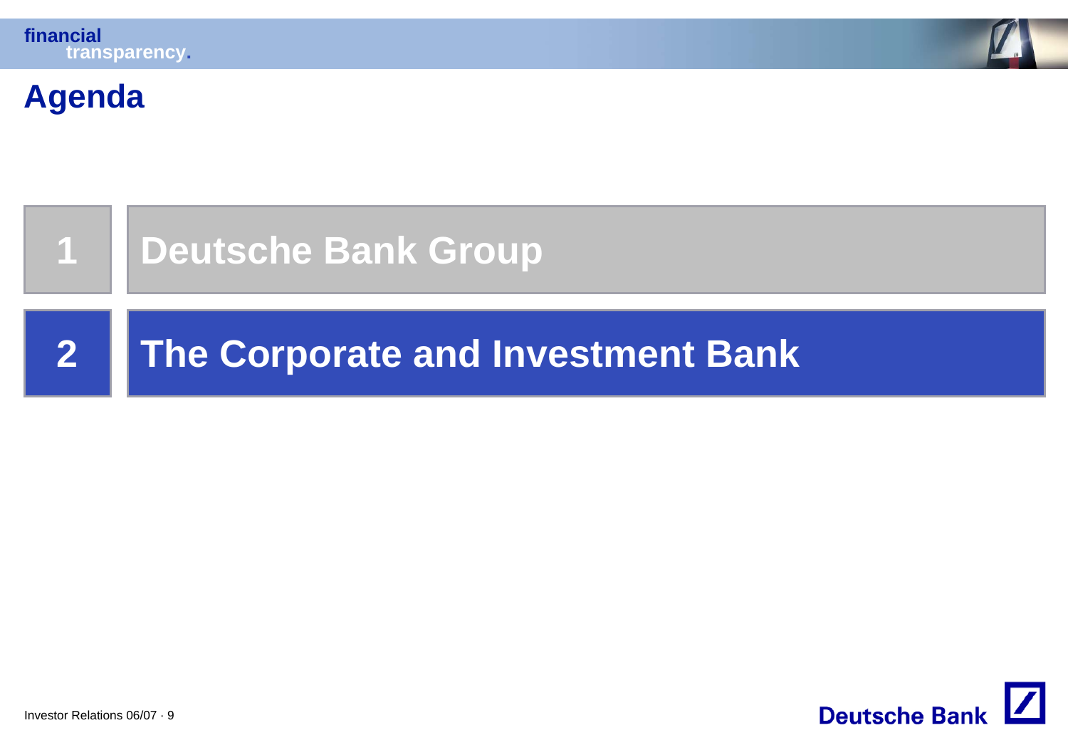# Agenda

1. Deutsche Bank Group
2. **The Corporate and Investment Bank**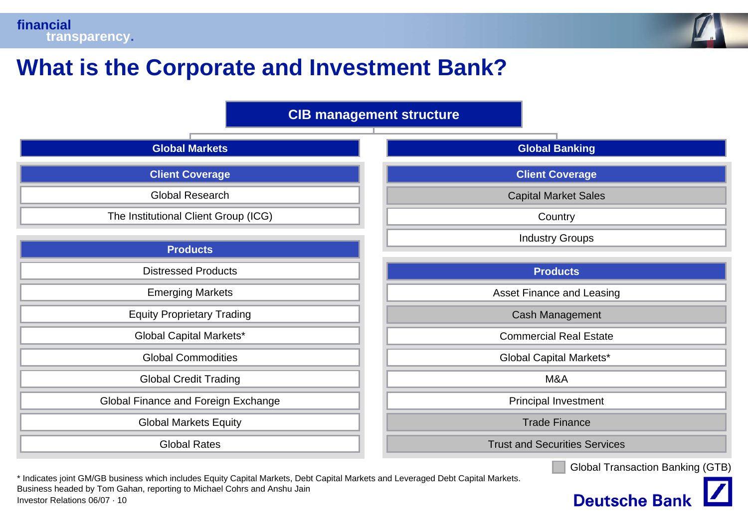# What is the Corporate and Investment Bank?

## CIB management structure

### Global Markets

**Client Coverage**
- Global Research
- The Institutional Client Group (ICG)

**Products**
- Distressed Products
- Emerging Markets
- Equity Proprietary Trading
- Global Capital Markets*
- Global Commodities
- Global Credit Trading
- Global Finance and Foreign Exchange
- Global Markets Equity
- Global Rates

### Global Banking

**Client Coverage**
- Capital Market Sales
- Country
- Industry Groups

**Products**
- Asset Finance and Leasing
- Cash Management
- Commercial Real Estate
- Global Capital Markets*
- M&A
- Principal Investment
- Trade Finance
- Trust and Securities Services

Global Transaction Banking (GTB): Capital Market Sales, Cash Management, Trade Finance, Trust and Securities Services

\* Indicates joint GM/GB business which includes Equity Capital Markets, Debt Capital Markets and Leveraged Debt Capital Markets. Business headed by Tom Gahan, reporting to Michael Cohrs and Anshu Jain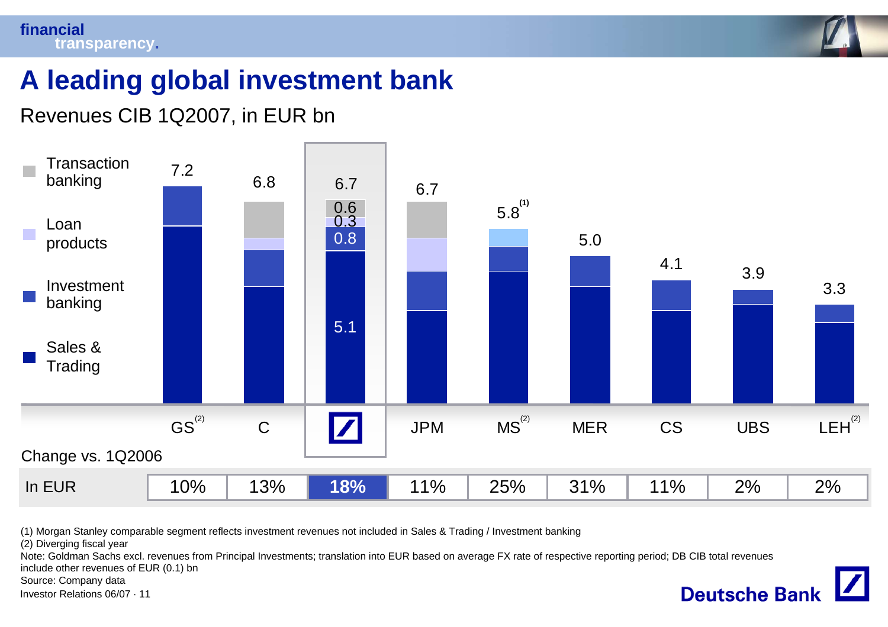# A leading global investment bank

Revenues CIB 1Q2007, in EUR bn

| | GS[(2)] | C | Deutsche Bank | JPM | MS[(2)] | MER | CS | UBS | LEH[(2)] |
|---|---|---|---|---|---|---|---|---|---|
| Total | 7.2 | 6.8 | 6.7 | 6.7 | 5.8[(1)] | 5.0 | 4.1 | 3.9 | 3.3 |
| Transaction banking | | | 0.6 | | | | | | |
| Loan products | | | 0.3 | | | | | | |
| Investment banking | | | 0.8 | | | | | | |
| Sales & Trading | | | 5.1 | | | | | | |

Change vs. 1Q2006

| | GS | C | Deutsche Bank | JPM | MS | MER | CS | UBS | LEH |
|---|---|---|---|---|---|---|---|---|---|
| In EUR | 10% | 13% | **18%** | 11% | 25% | 31% | 11% | 2% | 2% |

(1) Morgan Stanley comparable segment reflects investment revenues not included in Sales & Trading / Investment banking

(2) Diverging fiscal year

Note: Goldman Sachs excl. revenues from Principal Investments; translation into EUR based on average FX rate of respective reporting period; DB CIB total revenues include other revenues of EUR (0.1) bn

Source: Company data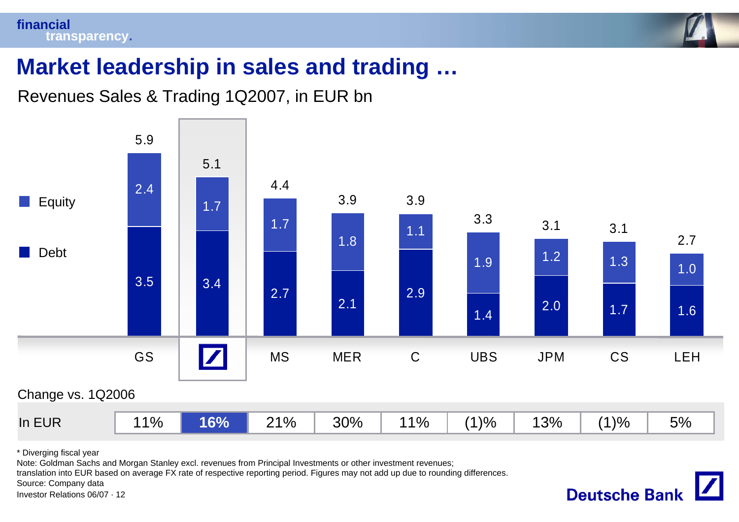# Market leadership in sales and trading …

Revenues Sales & Trading 1Q2007, in EUR bn

| | GS | DB | MS | MER | C | UBS | JPM | CS | LEH |
|---|---|---|---|---|---|---|---|---|---|
| Equity | 2.4 | 1.7 | 1.7 | 1.8 | 1.1 | 1.9 | 1.2 | 1.3 | 1.0 |
| Debt | 3.5 | 3.4 | 2.7 | 2.1 | 2.9 | 1.4 | 2.0 | 1.7 | 1.6 |
| Total | 5.9 | 5.1 | 4.4 | 3.9 | 3.9 | 3.3 | 3.1 | 3.1 | 2.7 |

Change vs. 1Q2006

| | GS | DB | MS | MER | C | UBS | JPM | CS | LEH |
|---|---|---|---|---|---|---|---|---|---|
| In EUR | 11% | **16%** | 21% | 30% | 11% | (1)% | 13% | (1)% | 5% |

\* Diverging fiscal year

Note: Goldman Sachs and Morgan Stanley excl. revenues from Principal Investments or other investment revenues; translation into EUR based on average FX rate of respective reporting period. Figures may not add up due to rounding differences.

Source: Company data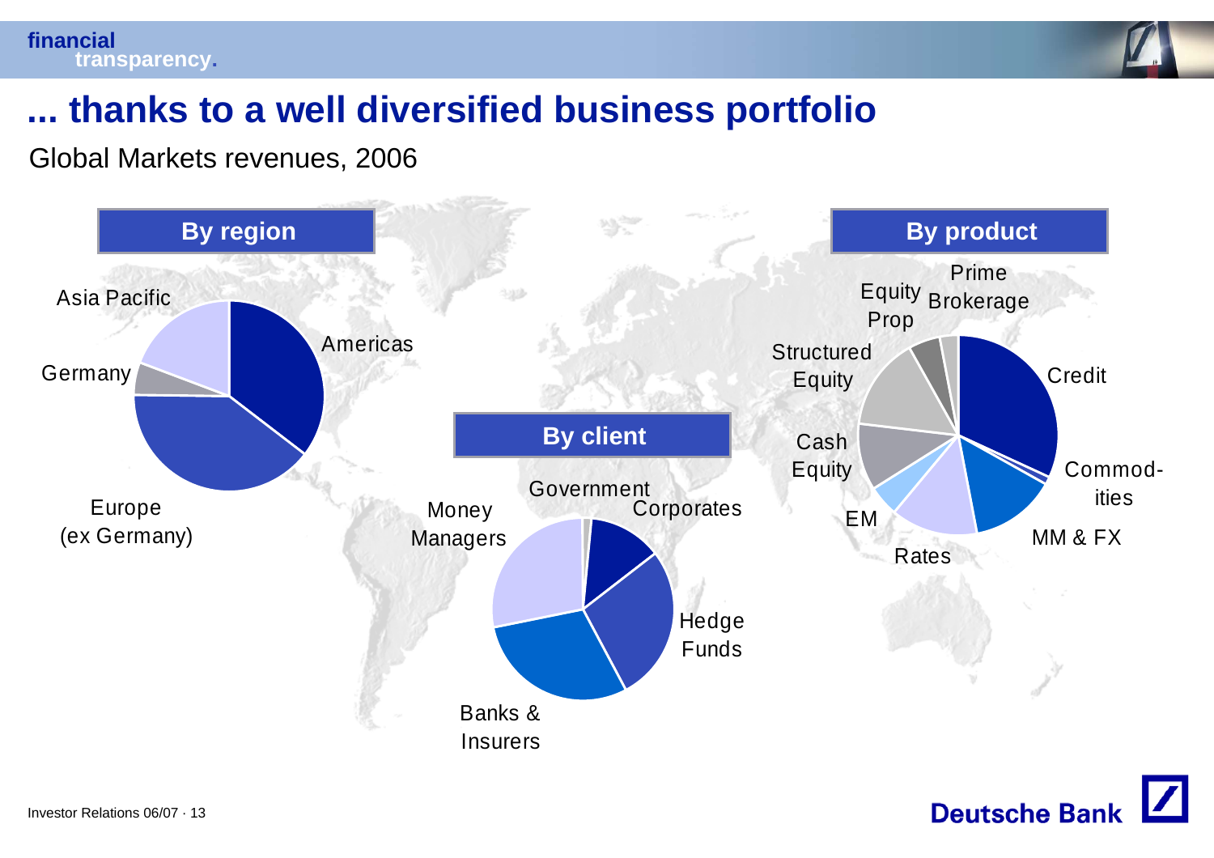# ... thanks to a well diversified business portfolio

Global Markets revenues, 2006

### By region

Asia Pacific

Americas

Germany

Europe (ex Germany)

### By client

Government

Corporates

Money Managers

Hedge Funds

Banks & Insurers

### By product

Prime Brokerage

Equity Prop

Structured Equity

Credit

Cash Equity

Commod-ities

EM

MM & FX

Rates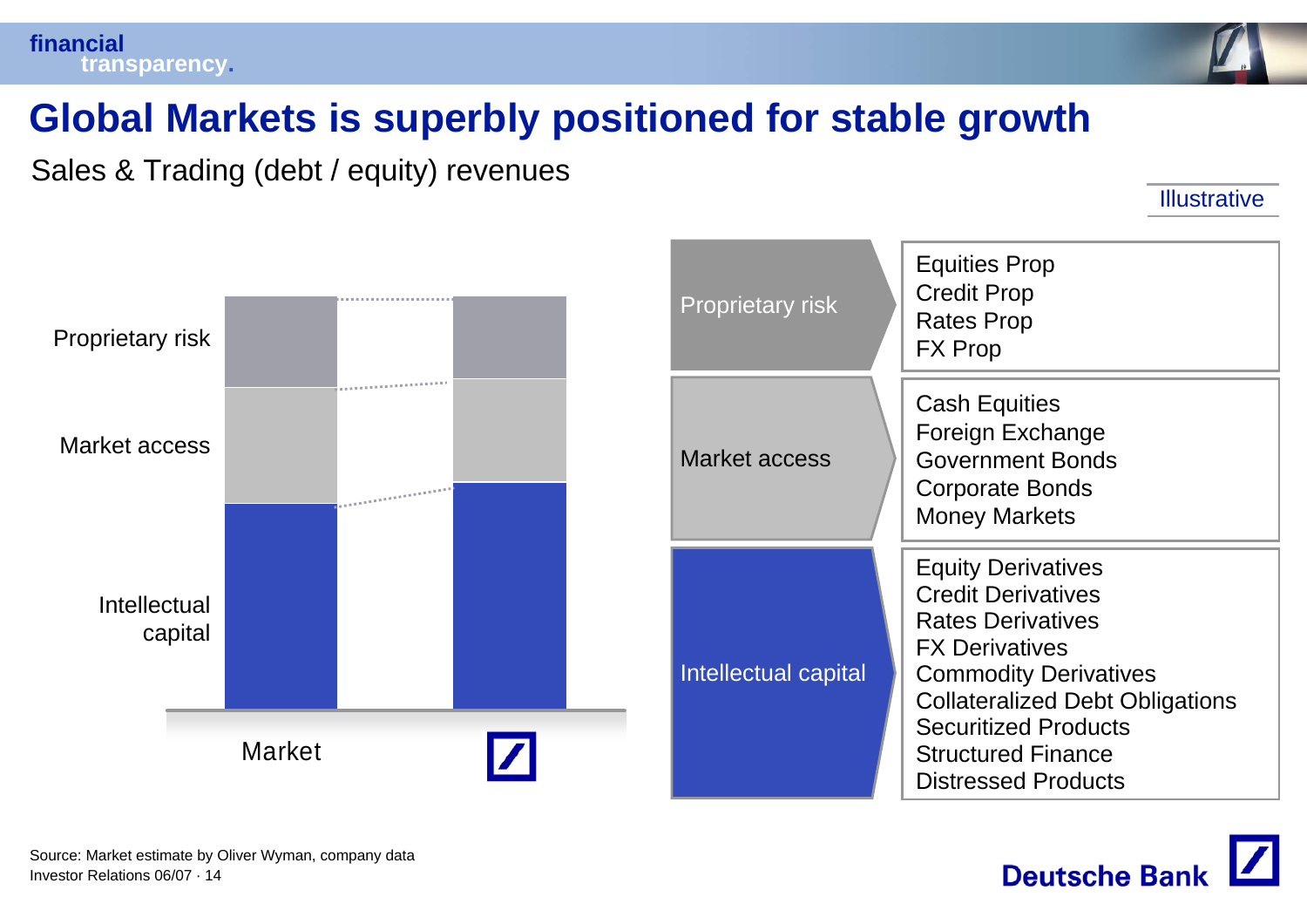# Global Markets is superbly positioned for stable growth

Sales & Trading (debt / equity) revenues

Illustrative

Proprietary risk

Market access

Intellectual capital

Market

| | |
|---|---|
| Proprietary risk | Equities Prop<br>Credit Prop<br>Rates Prop<br>FX Prop |
| Market access | Cash Equities<br>Foreign Exchange<br>Government Bonds<br>Corporate Bonds<br>Money Markets |
| Intellectual capital | Equity Derivatives<br>Credit Derivatives<br>Rates Derivatives<br>FX Derivatives<br>Commodity Derivatives<br>Collateralized Debt Obligations<br>Securitized Products<br>Structured Finance<br>Distressed Products |

Source: Market estimate by Oliver Wyman, company data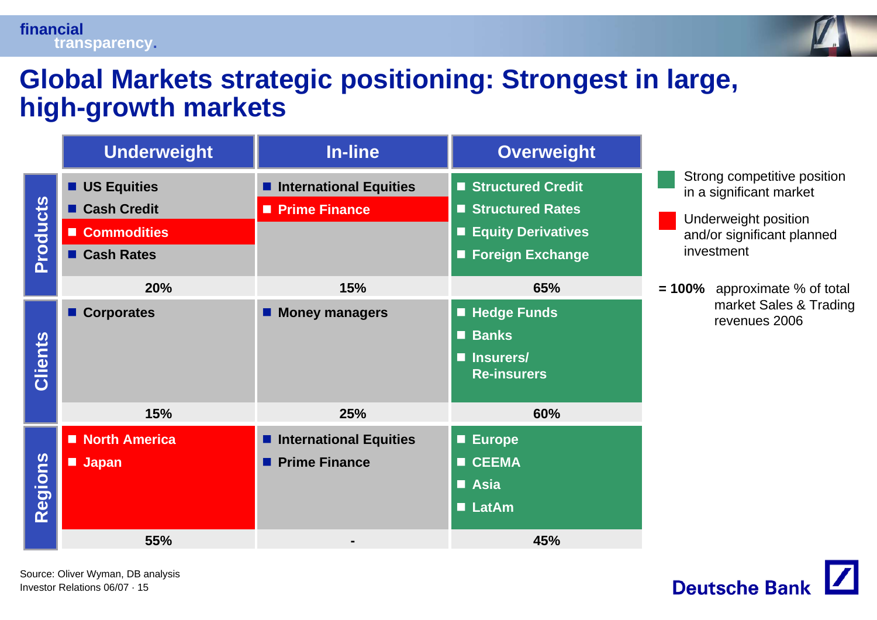# Global Markets strategic positioning: Strongest in large, high-growth markets

| | Underweight | In-line | Overweight |
|---|---|---|---|
| **Products** | US Equities<br>Cash Credit<br>Commodities<br>Cash Rates | International Equities<br>Prime Finance | Structured Credit<br>Structured Rates<br>Equity Derivatives<br>Foreign Exchange |
| | 20% | 15% | 65% |
| **Clients** | Corporates | Money managers | Hedge Funds<br>Banks<br>Insurers/ Re-insurers |
| | 15% | 25% | 60% |
| **Regions** | North America<br>Japan | International Equities<br>Prime Finance | Europe<br>CEEMA<br>Asia<br>LatAm |
| | 55% | - | 45% |

Strong competitive position in a significant market

Underweight position and/or significant planned investment

**= 100%** approximate % of total market Sales & Trading revenues 2006

Source: Oliver Wyman, DB analysis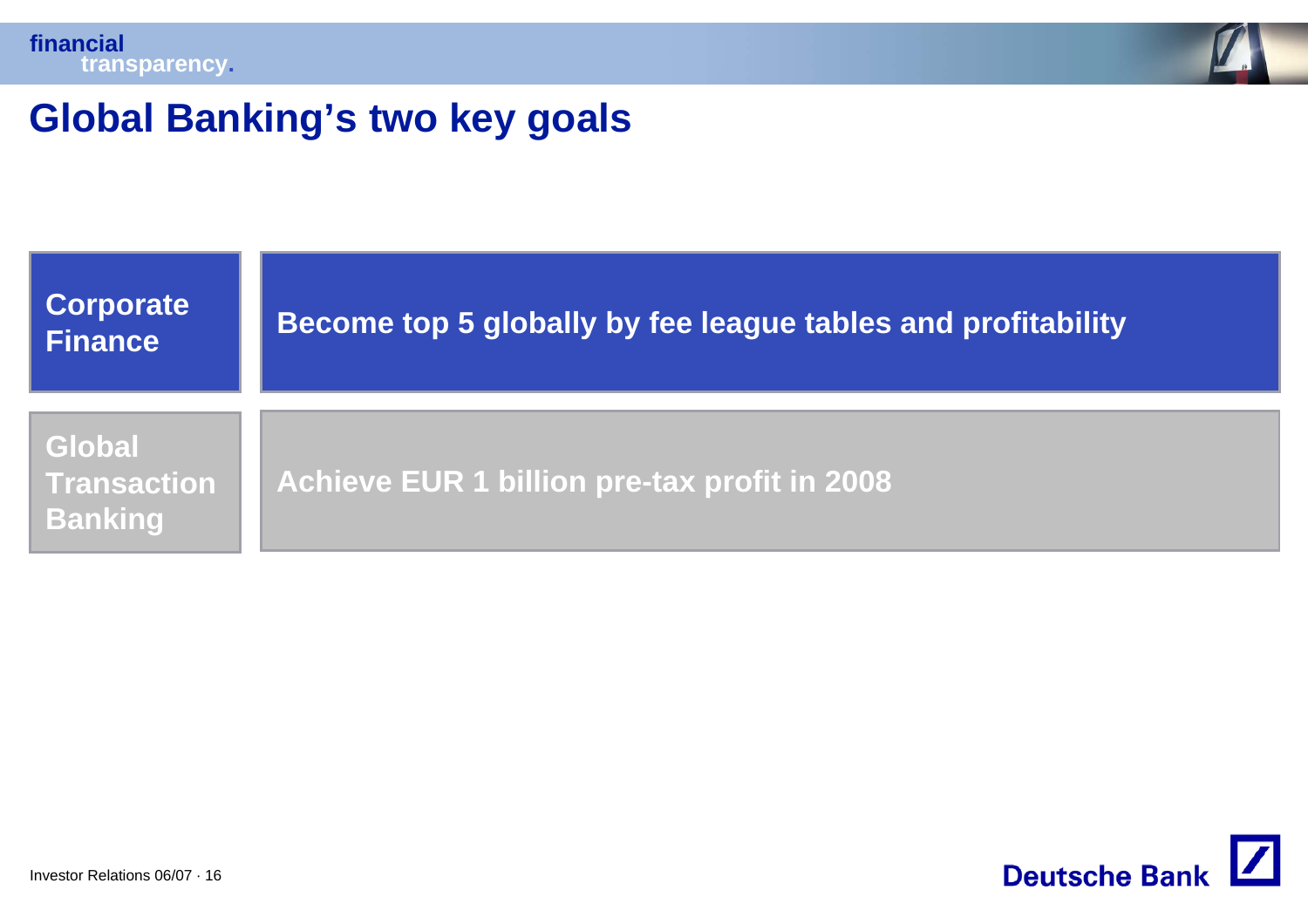# Global Banking's two key goals

| | |
|---|---|
| **Corporate Finance** | **Become top 5 globally by fee league tables and profitability** |
| **Global Transaction Banking** | **Achieve EUR 1 billion pre-tax profit in 2008** |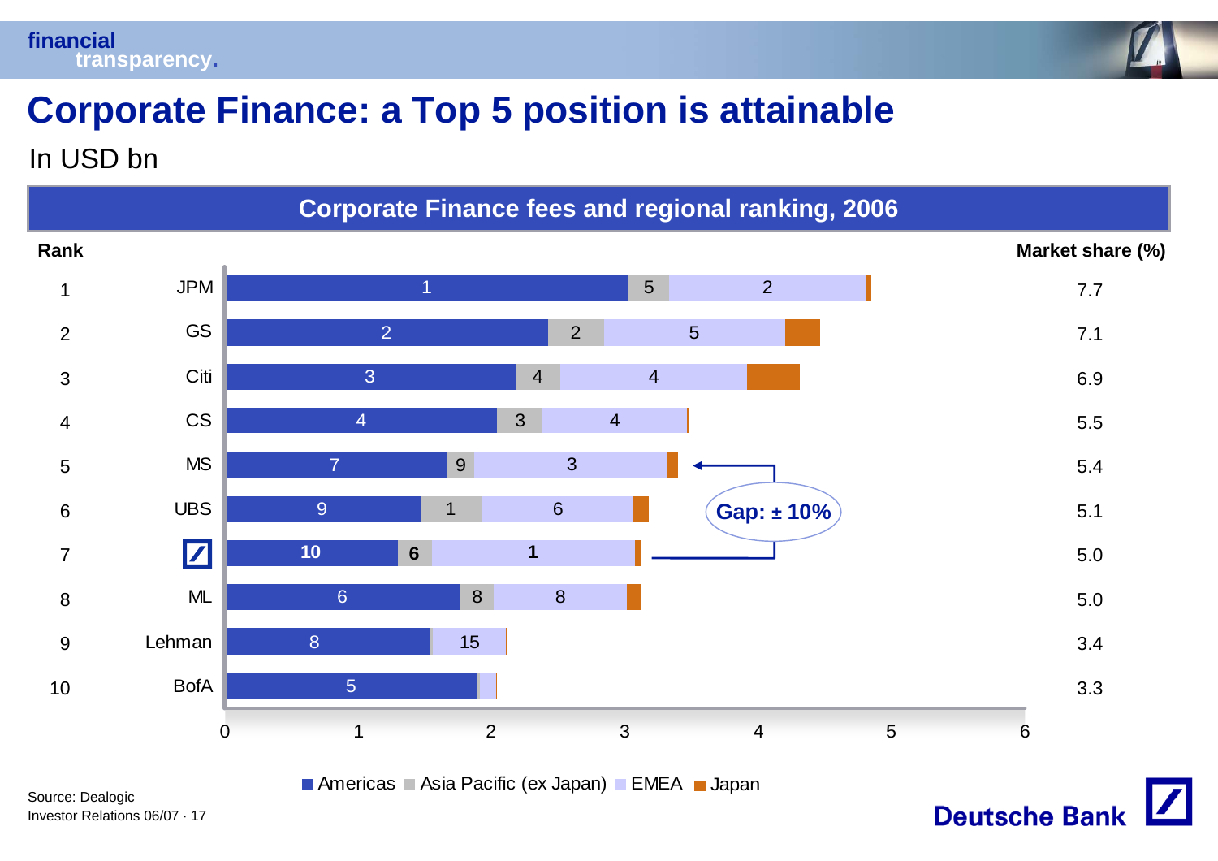# Corporate Finance: a Top 5 position is attainable

In USD bn

## Corporate Finance fees and regional ranking, 2006

| Rank | Bank | Americas (regional rank) | Asia Pacific (ex Japan) (regional rank) | EMEA (regional rank) | Market share (%) |
|---|---|---|---|---|---|
| 1 | JPM | 1 | 5 | 2 | 7.7 |
| 2 | GS | 2 | 2 | 5 | 7.1 |
| 3 | Citi | 3 | 4 | 4 | 6.9 |
| 4 | CS | 4 | 3 | 4 | 5.5 |
| 5 | MS | 7 | 9 | 3 | 5.4 |
| 6 | UBS | 9 | 1 | 6 | 5.1 |
| 7 | Deutsche Bank | **10** | **6** | **1** | 5.0 |
| 8 | ML | 6 | 8 | 8 | 5.0 |
| 9 | Lehman | 8 | | 15 | 3.4 |
| 10 | BofA | 5 | | | 3.3 |

**Gap: ± 10%**

■ Americas ■ Asia Pacific (ex Japan) ■ EMEA ■ Japan

Source: Dealogic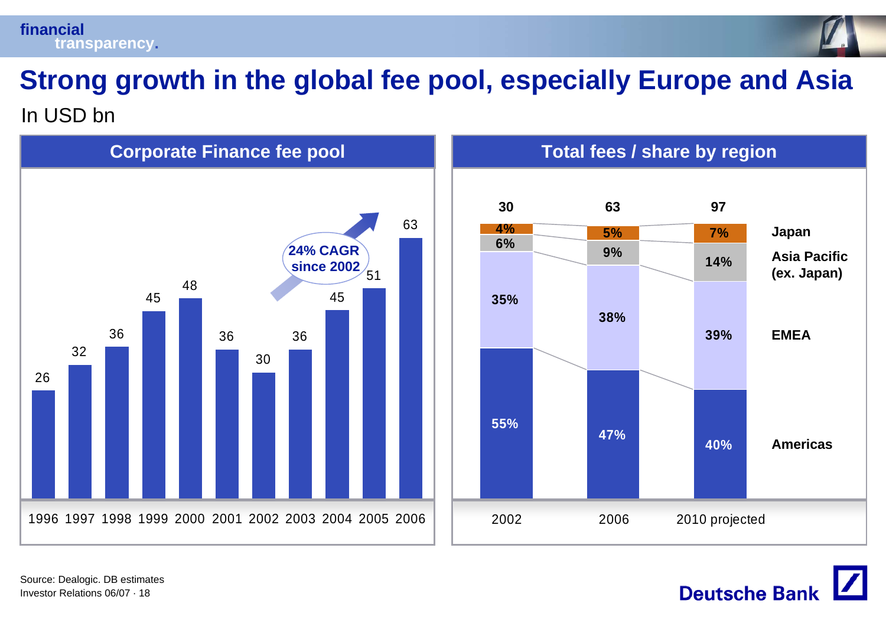# Strong growth in the global fee pool, especially Europe and Asia

In USD bn

## Corporate Finance fee pool

| Year | Fee pool |
|---|---|
| 1996 | 26 |
| 1997 | 32 |
| 1998 | 36 |
| 1999 | 45 |
| 2000 | 48 |
| 2001 | 36 |
| 2002 | 30 |
| 2003 | 36 |
| 2004 | 45 |
| 2005 | 51 |
| 2006 | 63 |

24% CAGR since 2002

## Total fees / share by region

| | 2002 | 2006 | 2010 projected |
|---|---|---|---|
| Total | 30 | 63 | 97 |
| Japan | 4% | 5% | 7% |
| Asia Pacific (ex. Japan) | 6% | 9% | 14% |
| EMEA | 35% | 38% | 39% |
| Americas | 55% | 47% | 40% |

Source: Dealogic. DB estimates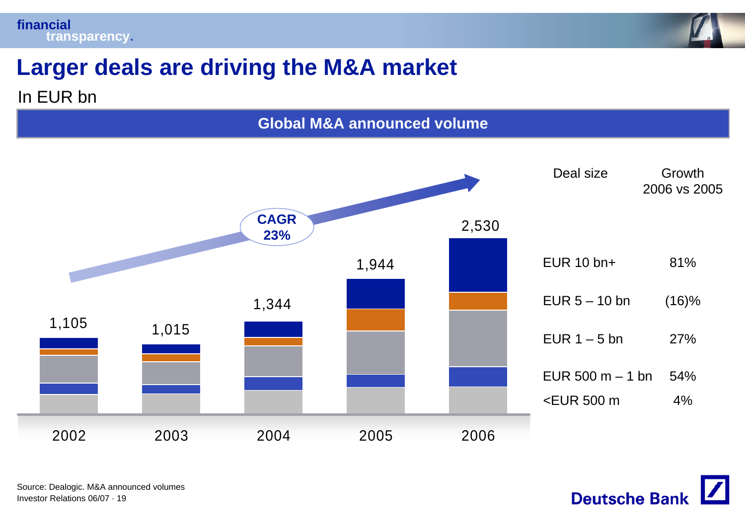# Larger deals are driving the M&A market

In EUR bn

**Global M&A announced volume**

| Year | Total |
|---|---|
| 2002 | 1,105 |
| 2003 | 1,015 |
| 2004 | 1,344 |
| 2005 | 1,944 |
| 2006 | 2,530 |

**CAGR 23%**

| Deal size | Growth 2006 vs 2005 |
|---|---|
| EUR 10 bn+ | 81% |
| EUR 5 – 10 bn | (16)% |
| EUR 1 – 5 bn | 27% |
| EUR 500 m – 1 bn | 54% |
| <EUR 500 m | 4% |

Source: Dealogic. M&A announced volumes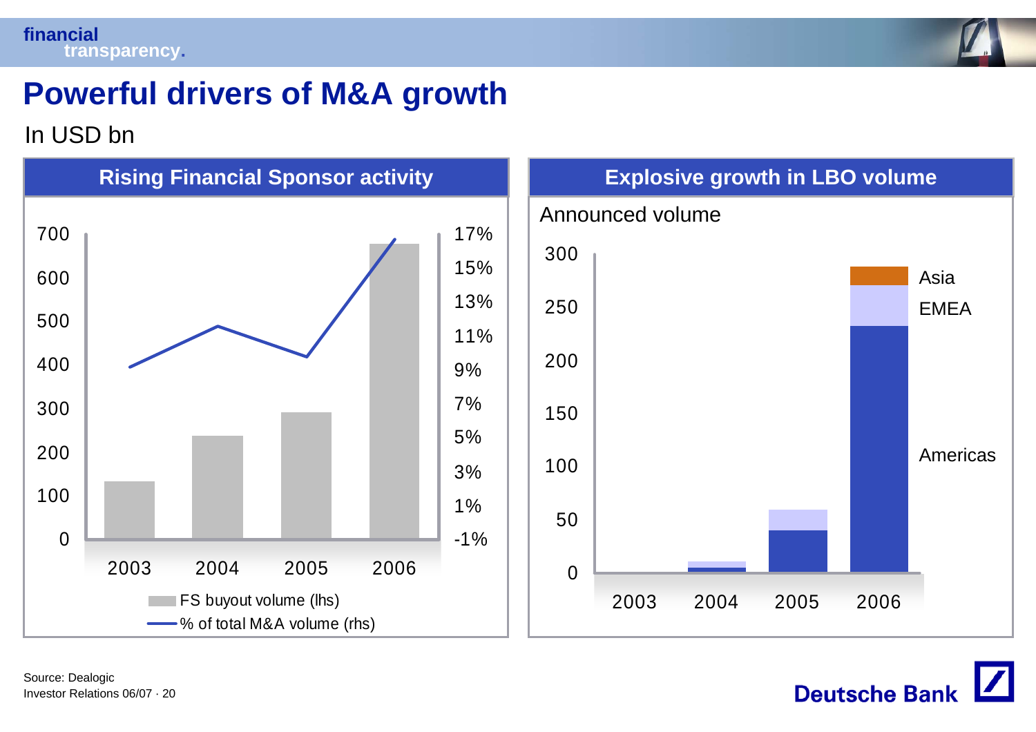# Powerful drivers of M&A growth

In USD bn

## Rising Financial Sponsor activity

700
600
500
400
300
200
100
0

17%
15%
13%
11%
9%
7%
5%
3%
1%
-1%

2003 2004 2005 2006

FS buyout volume (lhs)

% of total M&A volume (rhs)

## Explosive growth in LBO volume

Announced volume

300
250
200
150
100
50
0

2003 2004 2005 2006

Asia

EMEA

Americas

Source: Dealogic

Investor Relations 06/07 · 20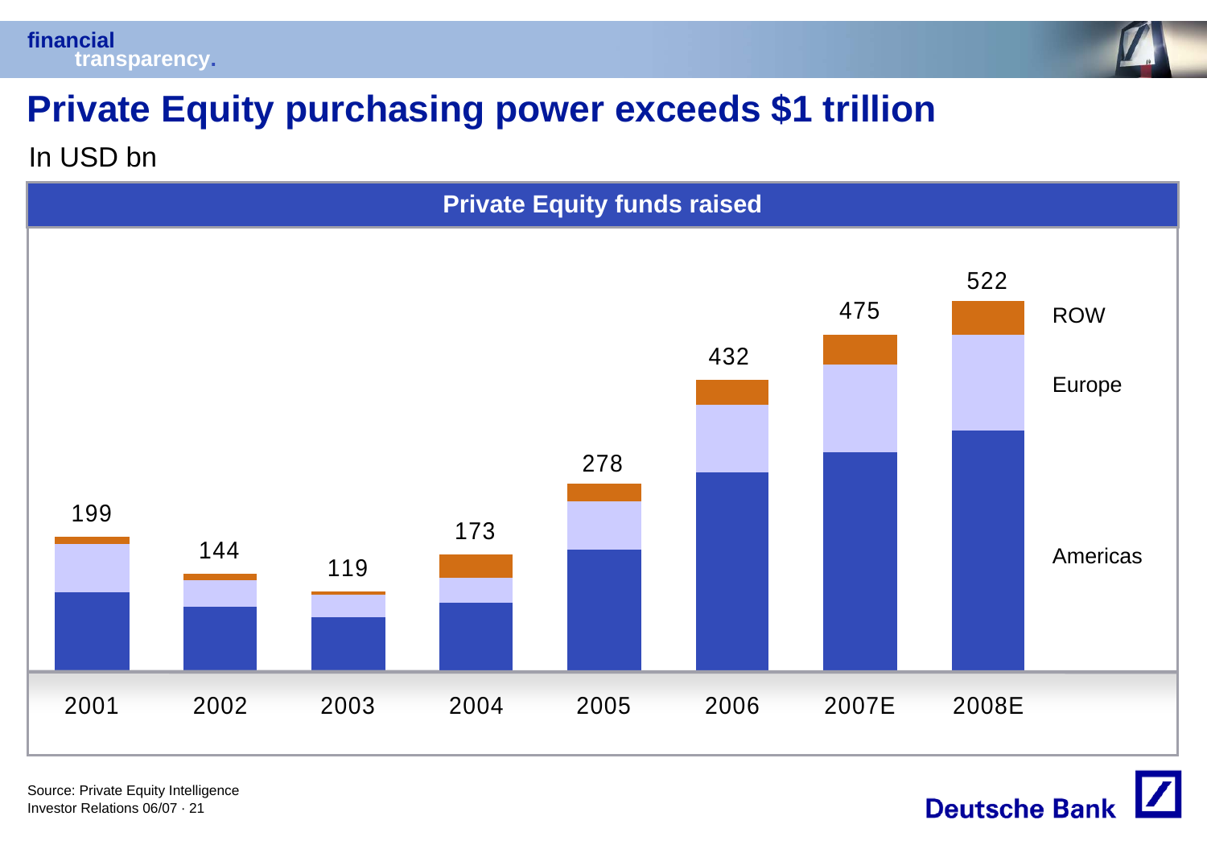# Private Equity purchasing power exceeds $1 trillion

In USD bn

**Private Equity funds raised**

| | 2001 | 2002 | 2003 | 2004 | 2005 | 2006 | 2007E | 2008E |
|---|---|---|---|---|---|---|---|---|
| Total (Americas, Europe, ROW) | 199 | 144 | 119 | 173 | 278 | 432 | 475 | 522 |

Source: Private Equity Intelligence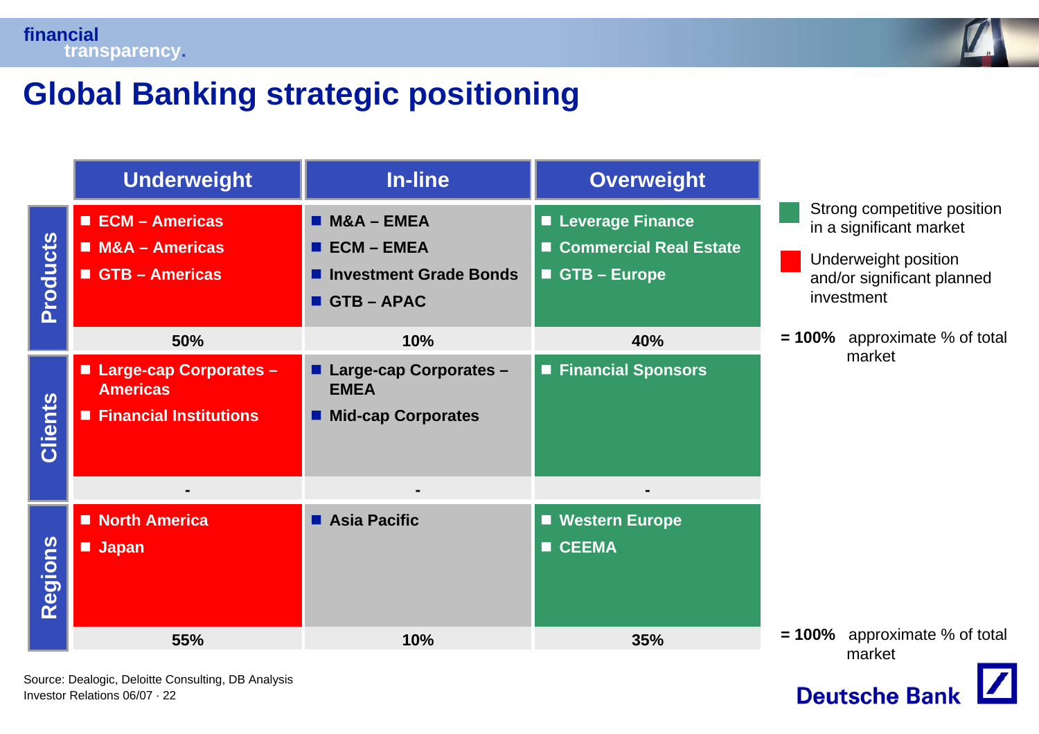# Global Banking strategic positioning

| | Underweight | In-line | Overweight |
|---|---|---|---|
| **Products** | ECM – Americas<br>M&A – Americas<br>GTB – Americas | M&A – EMEA<br>ECM – EMEA<br>Investment Grade Bonds<br>GTB – APAC | Leverage Finance<br>Commercial Real Estate<br>GTB – Europe |
| | 50% | 10% | 40% |
| **Clients** | Large-cap Corporates – Americas<br>Financial Institutions | Large-cap Corporates – EMEA<br>Mid-cap Corporates | Financial Sponsors |
| | - | - | - |
| **Regions** | North America<br>Japan | Asia Pacific | Western Europe<br>CEEMA |
| | 55% | 10% | 35% |

Legend:
- Green: Strong competitive position in a significant market
- Red: Underweight position and/or significant planned investment
- = 100% approximate % of total market

Source: Dealogic, Deloitte Consulting, DB Analysis

Investor Relations 06/07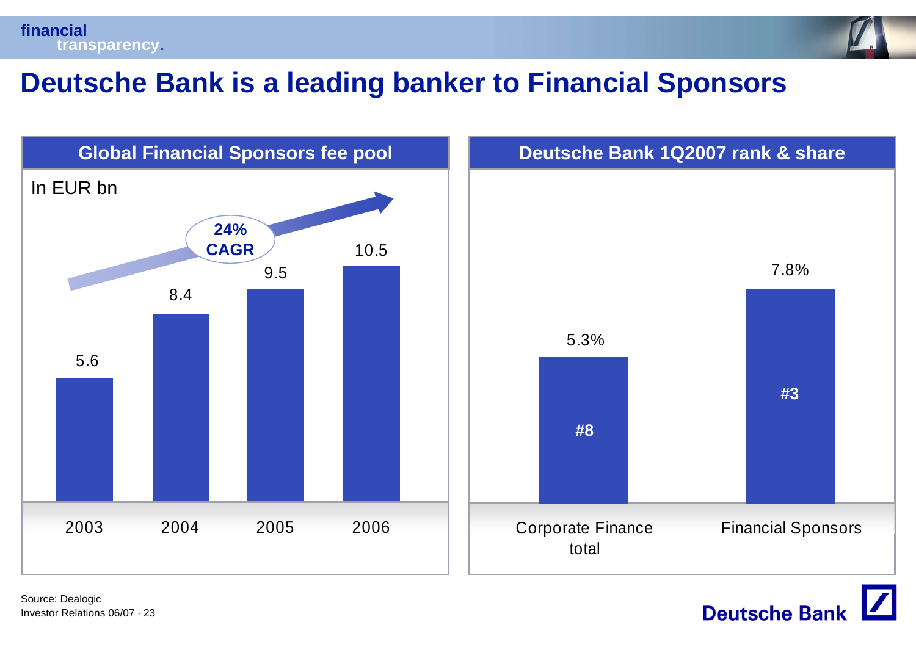# Deutsche Bank is a leading banker to Financial Sponsors

## Global Financial Sponsors fee pool

In EUR bn

24% CAGR

| 2003 | 2004 | 2005 | 2006 |
| --- | --- | --- | --- |
| 5.6 | 8.4 | 9.5 | 10.5 |

## Deutsche Bank 1Q2007 rank & share

| | Corporate Finance total | Financial Sponsors |
| --- | --- | --- |
| Share | 5.3% | 7.8% |
| Rank | #8 | #3 |

Source: Dealogic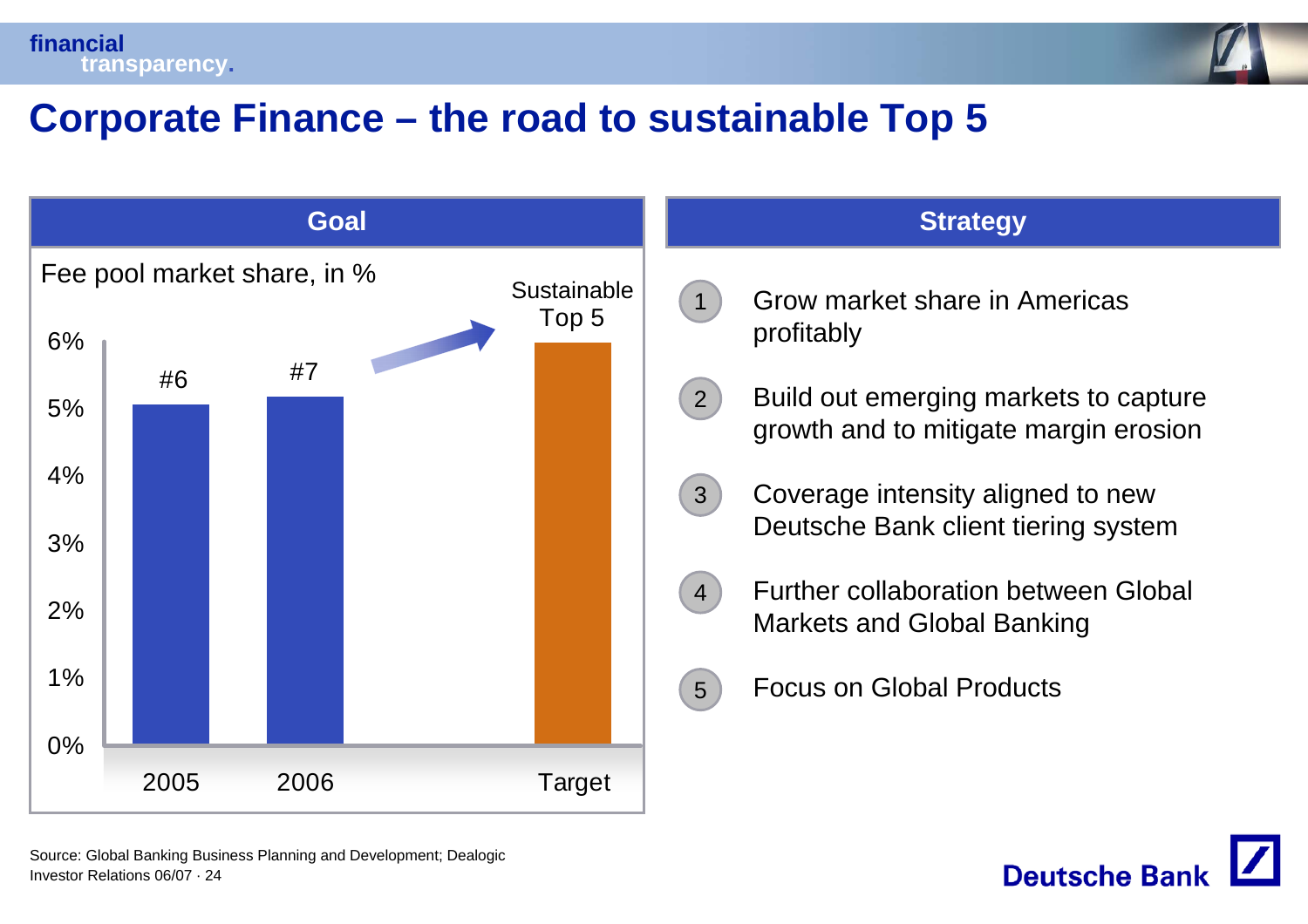# Corporate Finance – the road to sustainable Top 5

## Goal

Fee pool market share, in %

| | 2005 | 2006 | Target |
|---|---|---|---|
| Rank | #6 | #7 | Sustainable Top 5 |

## Strategy

1. Grow market share in Americas profitably
2. Build out emerging markets to capture growth and to mitigate margin erosion
3. Coverage intensity aligned to new Deutsche Bank client tiering system
4. Further collaboration between Global Markets and Global Banking
5. Focus on Global Products

Source: Global Banking Business Planning and Development; Dealogic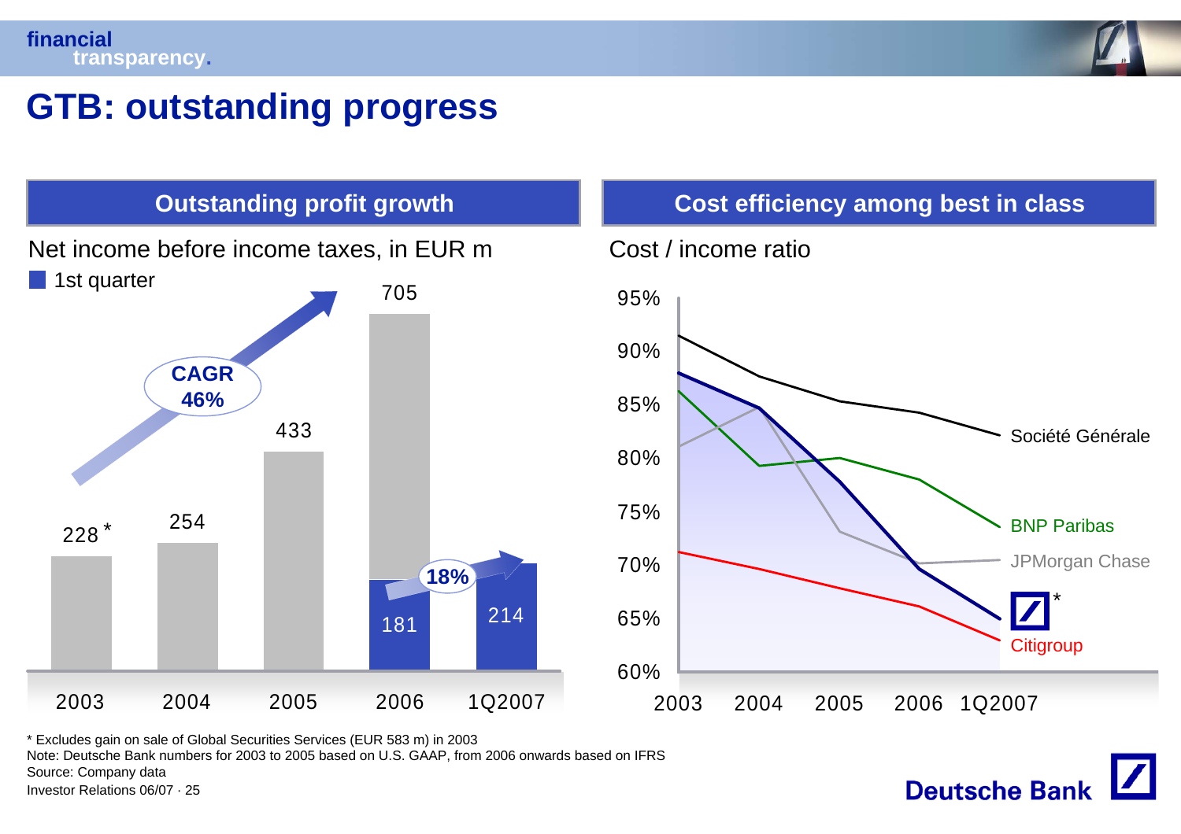# GTB: outstanding progress

## Outstanding profit growth

Net income before income taxes, in EUR m

■ 1st quarter

| | 2003 | 2004 | 2005 | 2006 | 1Q2007 |
|---|---|---|---|---|---|
| Full year | 228 * | 254 | 433 | 705 | |
| 1st quarter | | | | 181 | 214 |

CAGR 46%

18%

## Cost efficiency among best in class

Cost / income ratio

95%, 90%, 85%, 80%, 75%, 70%, 65%, 60%

2003, 2004, 2005, 2006, 1Q2007

Société Générale

BNP Paribas

JPMorgan Chase

Deutsche Bank *

Citigroup

\* Excludes gain on sale of Global Securities Services (EUR 583 m) in 2003

Note: Deutsche Bank numbers for 2003 to 2005 based on U.S. GAAP, from 2006 onwards based on IFRS

Source: Company data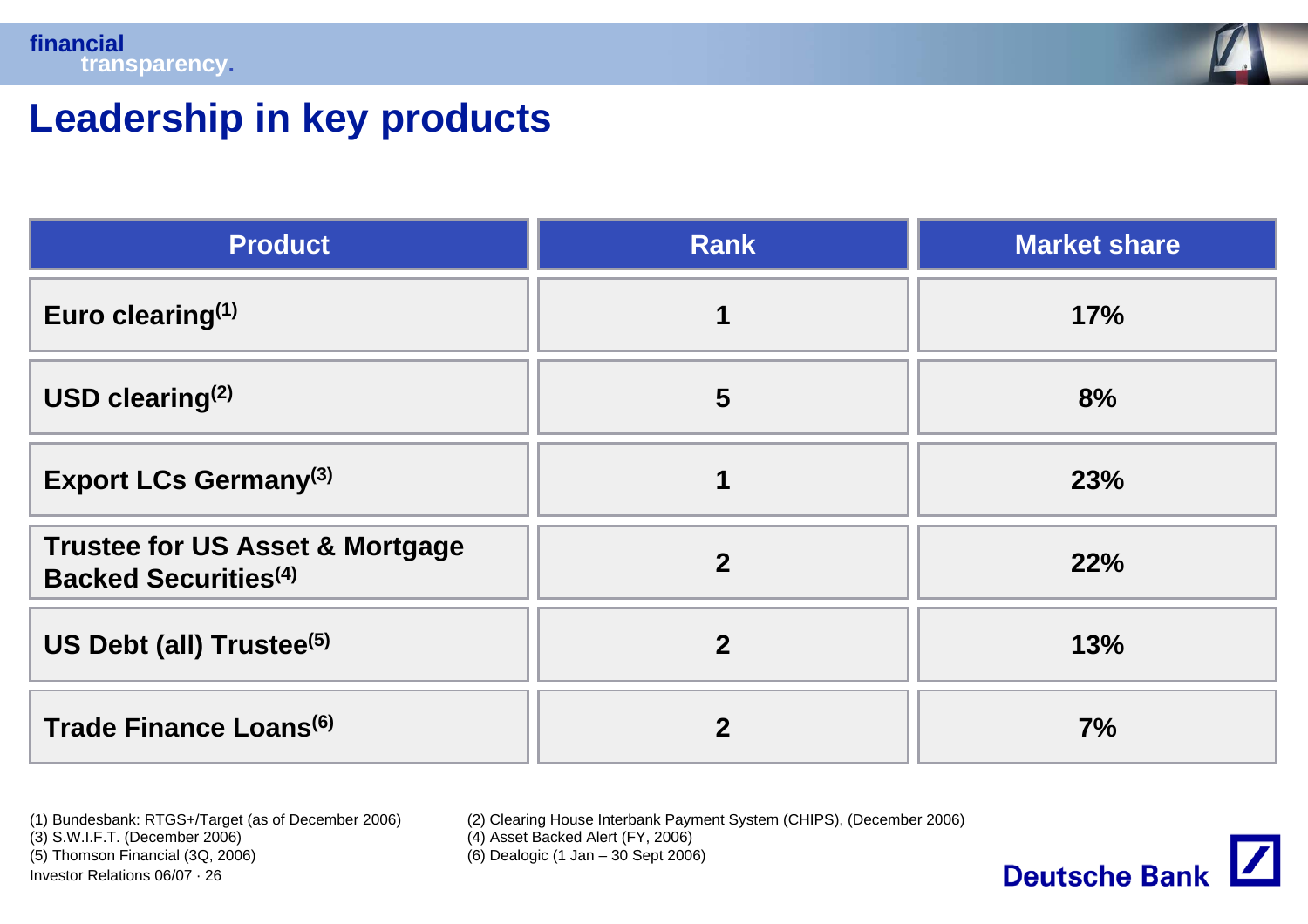# Leadership in key products

| Product | Rank | Market share |
|---|---|---|
| Euro clearing[1] | 1 | 17% |
| USD clearing[2] | 5 | 8% |
| Export LCs Germany[3] | 1 | 23% |
| Trustee for US Asset & Mortgage Backed Securities[4] | 2 | 22% |
| US Debt (all) Trustee[5] | 2 | 13% |
| Trade Finance Loans[6] | 2 | 7% |

(1) Bundesbank: RTGS+/Target (as of December 2006)
(2) Clearing House Interbank Payment System (CHIPS), (December 2006)
(3) S.W.I.F.T. (December 2006)
(4) Asset Backed Alert (FY, 2006)
(5) Thomson Financial (3Q, 2006)
(6) Dealogic (1 Jan – 30 Sept 2006)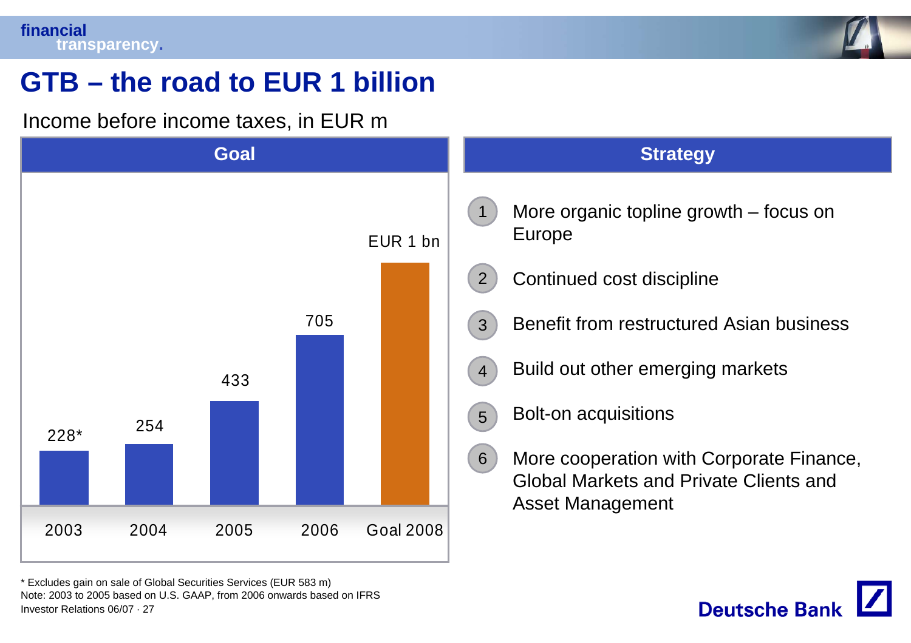# GTB – the road to EUR 1 billion

Income before income taxes, in EUR m

| Goal | |
|---|---|
| 2003 | 228* |
| 2004 | 254 |
| 2005 | 433 |
| 2006 | 705 |
| Goal 2008 | EUR 1 bn |

**Strategy**

1. More organic topline growth – focus on Europe
2. Continued cost discipline
3. Benefit from restructured Asian business
4. Build out other emerging markets
5. Bolt-on acquisitions
6. More cooperation with Corporate Finance, Global Markets and Private Clients and Asset Management

* Excludes gain on sale of Global Securities Services (EUR 583 m)

Note: 2003 to 2005 based on U.S. GAAP, from 2006 onwards based on IFRS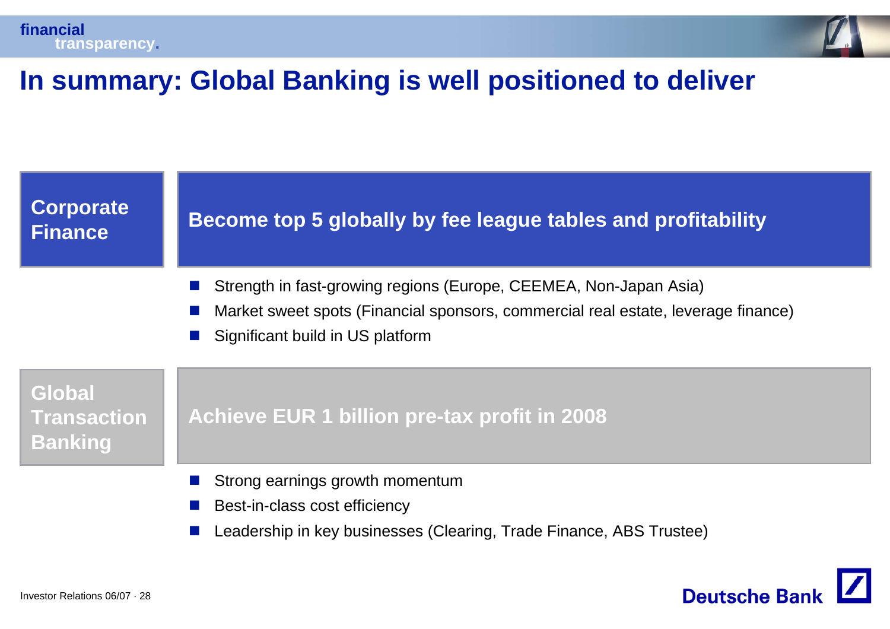# In summary: Global Banking is well positioned to deliver

## Corporate Finance

**Become top 5 globally by fee league tables and profitability**

- Strength in fast-growing regions (Europe, CEEMEA, Non-Japan Asia)
- Market sweet spots (Financial sponsors, commercial real estate, leverage finance)
- Significant build in US platform

## Global Transaction Banking

**Achieve EUR 1 billion pre-tax profit in 2008**

- Strong earnings growth momentum
- Best-in-class cost efficiency
- Leadership in key businesses (Clearing, Trade Finance, ABS Trustee)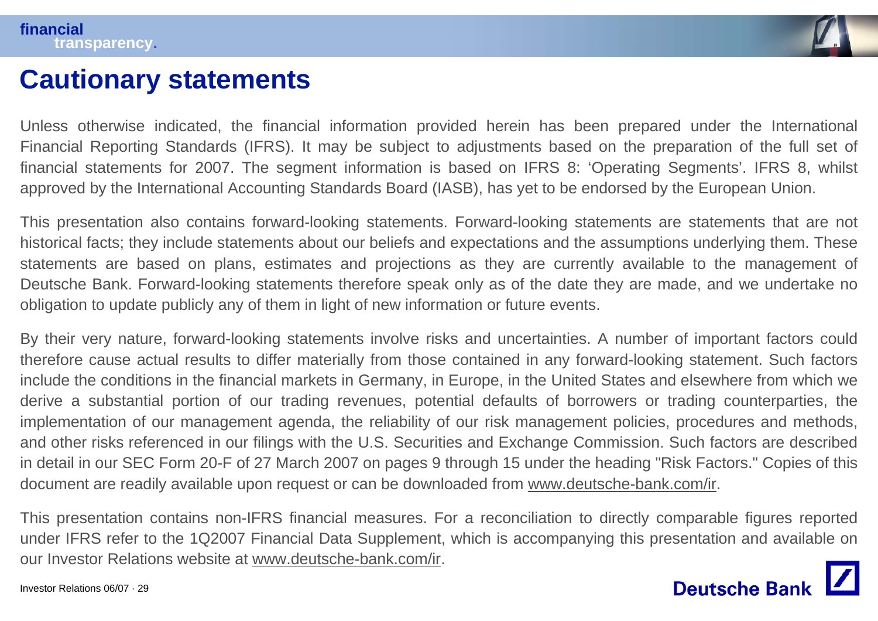# Cautionary statements

Unless otherwise indicated, the financial information provided herein has been prepared under the International Financial Reporting Standards (IFRS). It may be subject to adjustments based on the preparation of the full set of financial statements for 2007. The segment information is based on IFRS 8: 'Operating Segments'. IFRS 8, whilst approved by the International Accounting Standards Board (IASB), has yet to be endorsed by the European Union.

This presentation also contains forward-looking statements. Forward-looking statements are statements that are not historical facts; they include statements about our beliefs and expectations and the assumptions underlying them. These statements are based on plans, estimates and projections as they are currently available to the management of Deutsche Bank. Forward-looking statements therefore speak only as of the date they are made, and we undertake no obligation to update publicly any of them in light of new information or future events.

By their very nature, forward-looking statements involve risks and uncertainties. A number of important factors could therefore cause actual results to differ materially from those contained in any forward-looking statement. Such factors include the conditions in the financial markets in Germany, in Europe, in the United States and elsewhere from which we derive a substantial portion of our trading revenues, potential defaults of borrowers or trading counterparties, the implementation of our management agenda, the reliability of our risk management policies, procedures and methods, and other risks referenced in our filings with the U.S. Securities and Exchange Commission. Such factors are described in detail in our SEC Form 20-F of 27 March 2007 on pages 9 through 15 under the heading "Risk Factors." Copies of this document are readily available upon request or can be downloaded from www.deutsche-bank.com/ir.

This presentation contains non-IFRS financial measures. For a reconciliation to directly comparable figures reported under IFRS refer to the 1Q2007 Financial Data Supplement, which is accompanying this presentation and available on our Investor Relations website at www.deutsche-bank.com/ir.